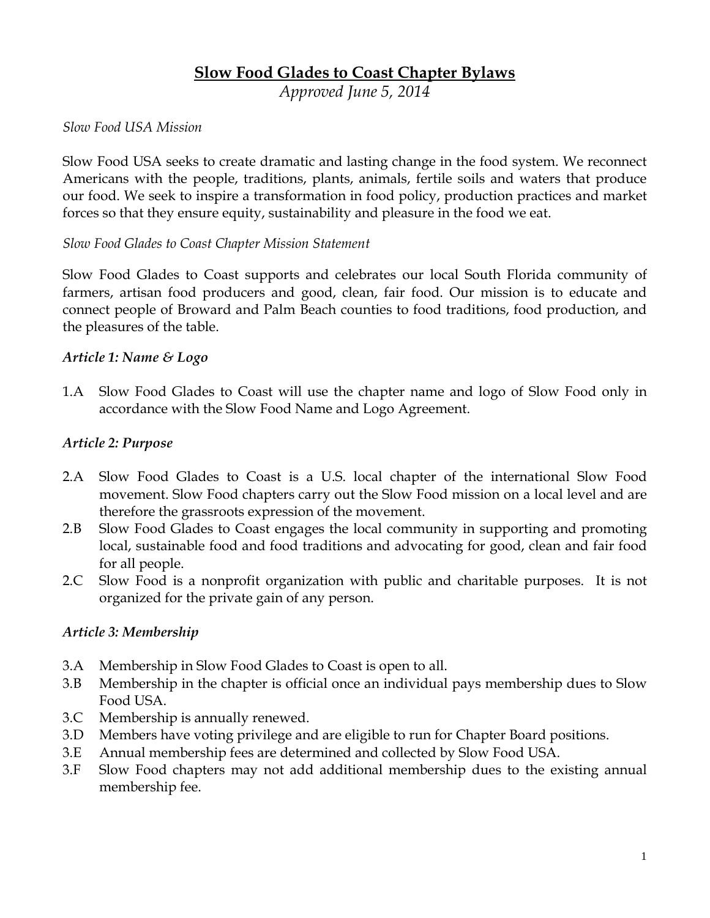# Slow Food Glades to Coast Chapter Bylaws

*Approved June 5, 2014*

*Slow Food USA Mission*

Slow Food USA seeks to create dramatic and lasting change in the food system. We reconnect Americans with the people, traditions, plants, animals, fertile soils and waters that produce our food. We seek to inspire a transformation in food policy, production practices and market forces so that they ensure equity, sustainability and pleasure in the food we eat.

*Slow Food Glades to Coast Chapter Mission Statement*

Slow Food Glades to Coast supports and celebrates our local South Florida community of farmers, artisan food producers and good, clean, fair food. Our mission is to educate and connect people of Broward and Palm Beach counties to food traditions, food production, and the pleasures of the table.

### *Article 1: Name & Logo*

1.A Slow Food Glades to Coast will use the chapter name and logo of Slow Food only in accordance with the Slow Food Name and Logo Agreement.

### *Article 2: Purpose*

2.A Slow Food Glades to Coast is a U.S. local chapter of the international Slow Food movement. Slow Food chapters carry out the Slow Food mission on a local level and are therefore the grassroots expression of the movement.

2.B Slow Food Glades to Coast engages the local community in supporting and promoting local, sustainable food and food traditions and advocating for good, clean and fair food for all people.

2.C Slow Food is a nonprofit organization with public and charitable purposes. It is not organized for the private gain of any person.

### *Article 3: Membership*

3.A Membership in Slow Food Glades to Coast is open to all.

3.B Membership in the chapter is official once an individual pays membership dues to Slow Food USA.

3.C Membership is annually renewed.

3.D Members have voting privilege and are eligible to run for Chapter Board positions.

3.E Annual membership fees are determined and collected by Slow Food USA.

3.F Slow Food chapters may not add additional membership dues to the existing annual membership fee.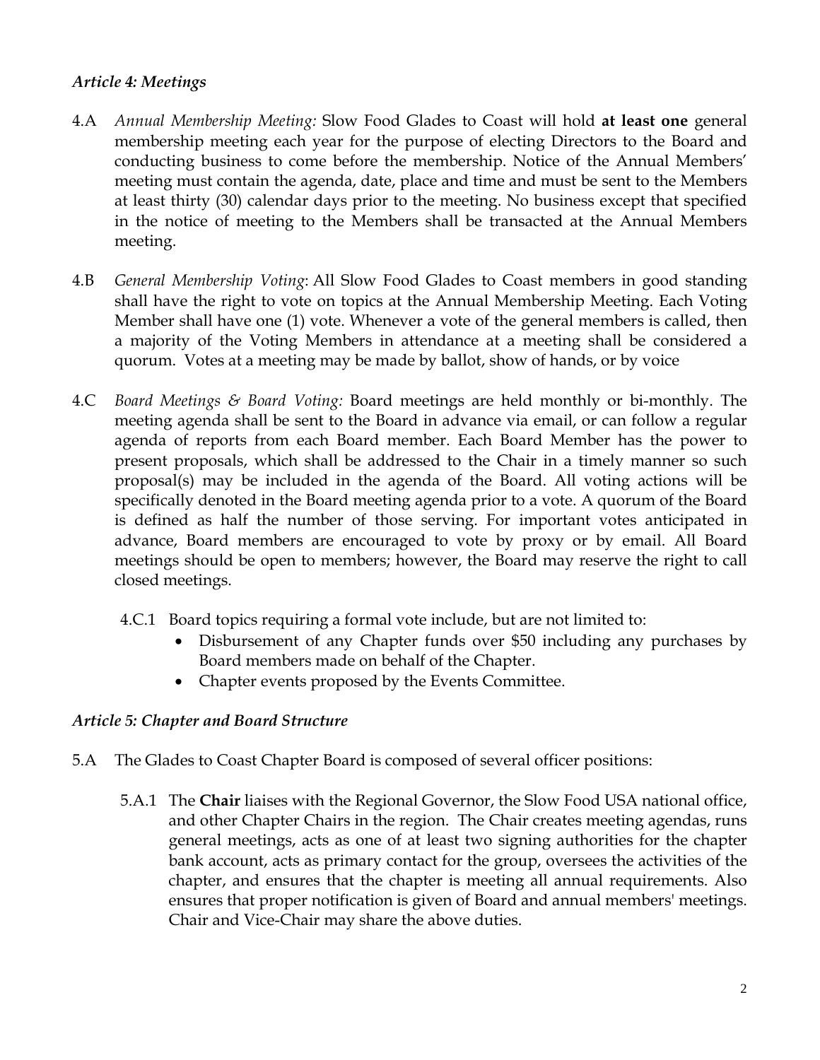### *Article 4: Meetings*

4.A *Annual Membership Meeting:* Slow Food Glades to Coast will hold **at least one** general membership meeting each year for the purpose of electing Directors to the Board and conducting business to come before the membership. Notice of the Annual Members' meeting must contain the agenda, date, place and time and must be sent to the Members at least thirty (30) calendar days prior to the meeting. No business except that specified in the notice of meeting to the Members shall be transacted at the Annual Members meeting.

4.B *General Membership Voting*: All Slow Food Glades to Coast members in good standing shall have the right to vote on topics at the Annual Membership Meeting. Each Voting Member shall have one (1) vote. Whenever a vote of the general members is called, then a majority of the Voting Members in attendance at a meeting shall be considered a quorum. Votes at a meeting may be made by ballot, show of hands, or by voice

4.C *Board Meetings & Board Voting:* Board meetings are held monthly or bi-monthly. The meeting agenda shall be sent to the Board in advance via email, or can follow a regular agenda of reports from each Board member. Each Board Member has the power to present proposals, which shall be addressed to the Chair in a timely manner so such proposal(s) may be included in the agenda of the Board. All voting actions will be specifically denoted in the Board meeting agenda prior to a vote. A quorum of the Board is defined as half the number of those serving. For important votes anticipated in advance, Board members are encouraged to vote by proxy or by email. All Board meetings should be open to members; however, the Board may reserve the right to call closed meetings.

4.C.1 Board topics requiring a formal vote include, but are not limited to:

- Disbursement of any Chapter funds over $50 including any purchases by Board members made on behalf of the Chapter.
- Chapter events proposed by the Events Committee.

### *Article 5: Chapter and Board Structure*

5.A The Glades to Coast Chapter Board is composed of several officer positions:

5.A.1 The **Chair** liaises with the Regional Governor, the Slow Food USA national office, and other Chapter Chairs in the region. The Chair creates meeting agendas, runs general meetings, acts as one of at least two signing authorities for the chapter bank account, acts as primary contact for the group, oversees the activities of the chapter, and ensures that the chapter is meeting all annual requirements. Also ensures that proper notification is given of Board and annual members' meetings. Chair and Vice-Chair may share the above duties.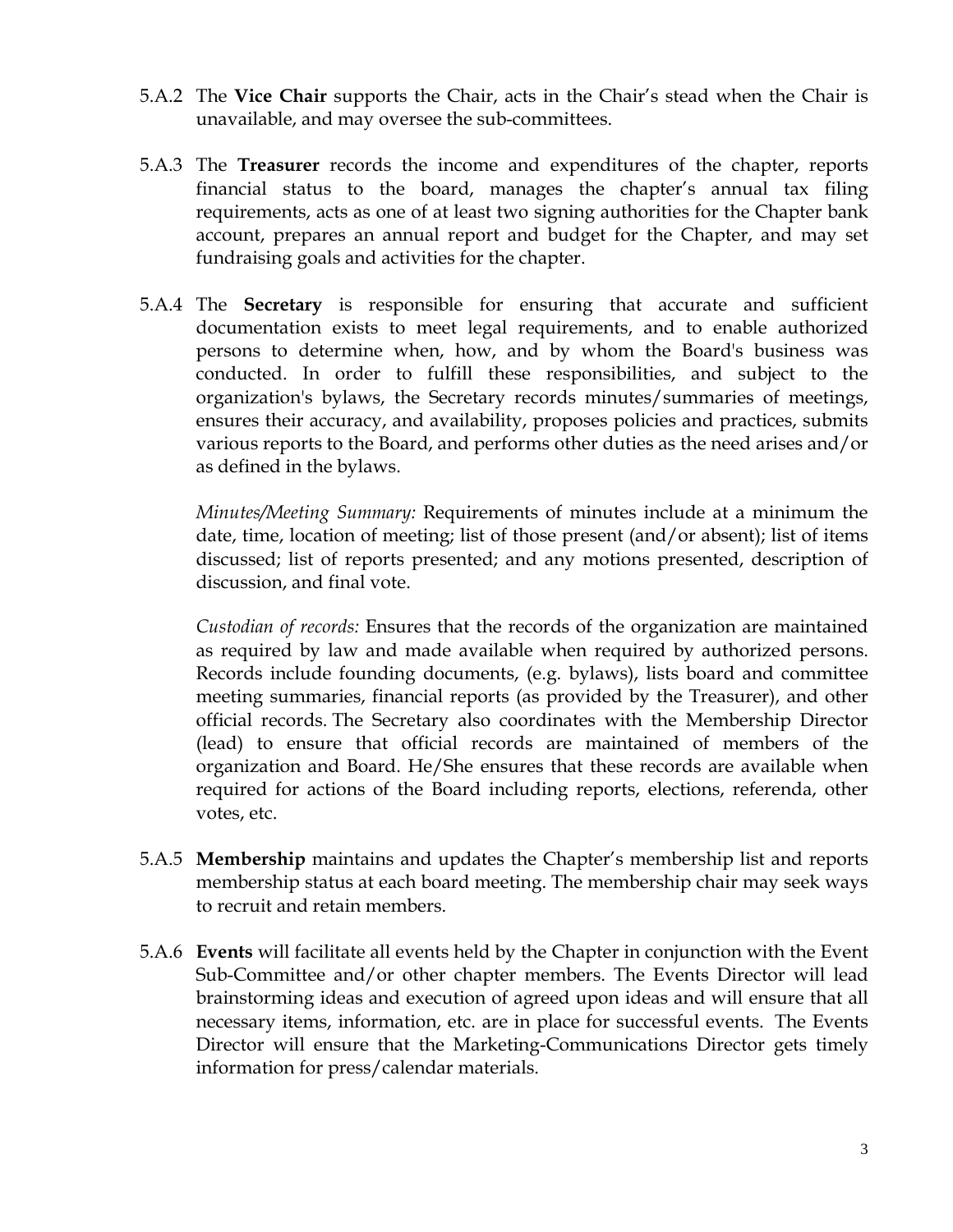5.A.2 The **Vice Chair** supports the Chair, acts in the Chair's stead when the Chair is unavailable, and may oversee the sub-committees.

5.A.3 The **Treasurer** records the income and expenditures of the chapter, reports financial status to the board, manages the chapter's annual tax filing requirements, acts as one of at least two signing authorities for the Chapter bank account, prepares an annual report and budget for the Chapter, and may set fundraising goals and activities for the chapter.

5.A.4 The **Secretary** is responsible for ensuring that accurate and sufficient documentation exists to meet legal requirements, and to enable authorized persons to determine when, how, and by whom the Board's business was conducted. In order to fulfill these responsibilities, and subject to the organization's bylaws, the Secretary records minutes/summaries of meetings, ensures their accuracy, and availability, proposes policies and practices, submits various reports to the Board, and performs other duties as the need arises and/or as defined in the bylaws.

*Minutes/Meeting Summary:* Requirements of minutes include at a minimum the date, time, location of meeting; list of those present (and/or absent); list of items discussed; list of reports presented; and any motions presented, description of discussion, and final vote.

*Custodian of records:* Ensures that the records of the organization are maintained as required by law and made available when required by authorized persons. Records include founding documents, (e.g. bylaws), lists board and committee meeting summaries, financial reports (as provided by the Treasurer), and other official records. The Secretary also coordinates with the Membership Director (lead) to ensure that official records are maintained of members of the organization and Board. He/She ensures that these records are available when required for actions of the Board including reports, elections, referenda, other votes, etc.

5.A.5 **Membership** maintains and updates the Chapter's membership list and reports membership status at each board meeting. The membership chair may seek ways to recruit and retain members.

5.A.6 **Events** will facilitate all events held by the Chapter in conjunction with the Event Sub-Committee and/or other chapter members. The Events Director will lead brainstorming ideas and execution of agreed upon ideas and will ensure that all necessary items, information, etc. are in place for successful events. The Events Director will ensure that the Marketing-Communications Director gets timely information for press/calendar materials.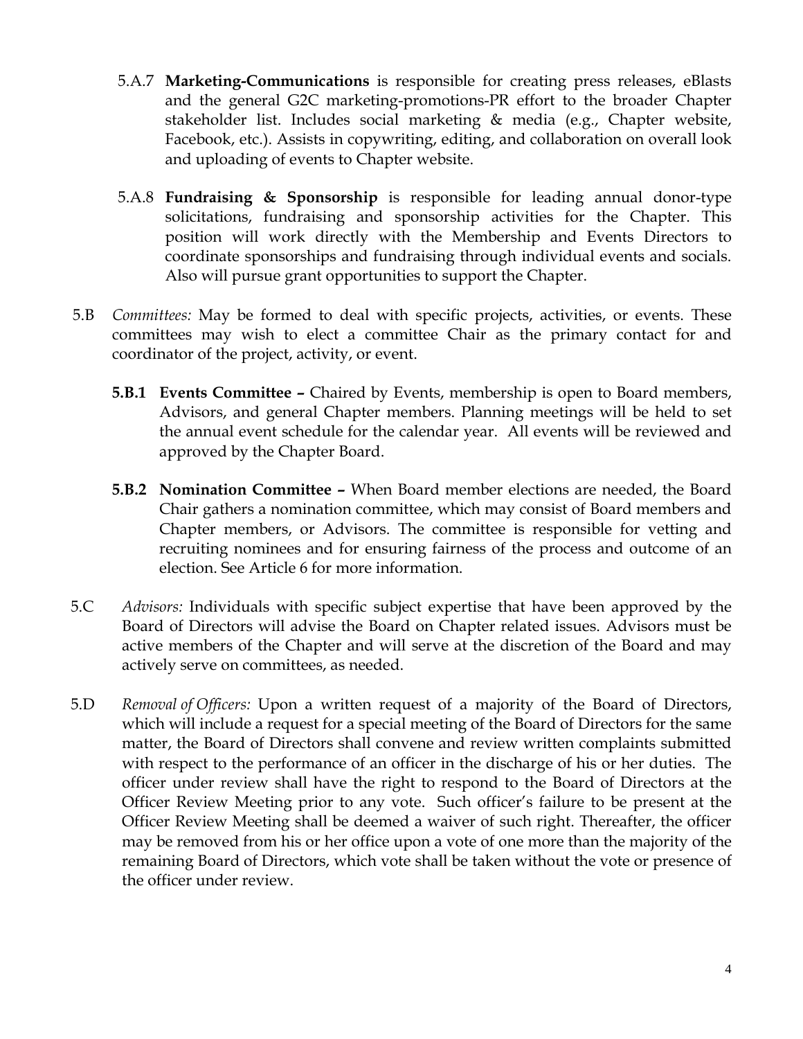5.A.7 **Marketing-Communications** is responsible for creating press releases, eBlasts and the general G2C marketing-promotions-PR effort to the broader Chapter stakeholder list. Includes social marketing & media (e.g., Chapter website, Facebook, etc.). Assists in copywriting, editing, and collaboration on overall look and uploading of events to Chapter website.

5.A.8 **Fundraising & Sponsorship** is responsible for leading annual donor-type solicitations, fundraising and sponsorship activities for the Chapter. This position will work directly with the Membership and Events Directors to coordinate sponsorships and fundraising through individual events and socials. Also will pursue grant opportunities to support the Chapter.

5.B *Committees:* May be formed to deal with specific projects, activities, or events. These committees may wish to elect a committee Chair as the primary contact for and coordinator of the project, activity, or event.

**5.B.1 Events Committee –** Chaired by Events, membership is open to Board members, Advisors, and general Chapter members. Planning meetings will be held to set the annual event schedule for the calendar year. All events will be reviewed and approved by the Chapter Board.

**5.B.2 Nomination Committee –** When Board member elections are needed, the Board Chair gathers a nomination committee, which may consist of Board members and Chapter members, or Advisors. The committee is responsible for vetting and recruiting nominees and for ensuring fairness of the process and outcome of an election. See Article 6 for more information.

5.C *Advisors:* Individuals with specific subject expertise that have been approved by the Board of Directors will advise the Board on Chapter related issues. Advisors must be active members of the Chapter and will serve at the discretion of the Board and may actively serve on committees, as needed.

5.D *Removal of Officers:* Upon a written request of a majority of the Board of Directors, which will include a request for a special meeting of the Board of Directors for the same matter, the Board of Directors shall convene and review written complaints submitted with respect to the performance of an officer in the discharge of his or her duties. The officer under review shall have the right to respond to the Board of Directors at the Officer Review Meeting prior to any vote. Such officer's failure to be present at the Officer Review Meeting shall be deemed a waiver of such right. Thereafter, the officer may be removed from his or her office upon a vote of one more than the majority of the remaining Board of Directors, which vote shall be taken without the vote or presence of the officer under review.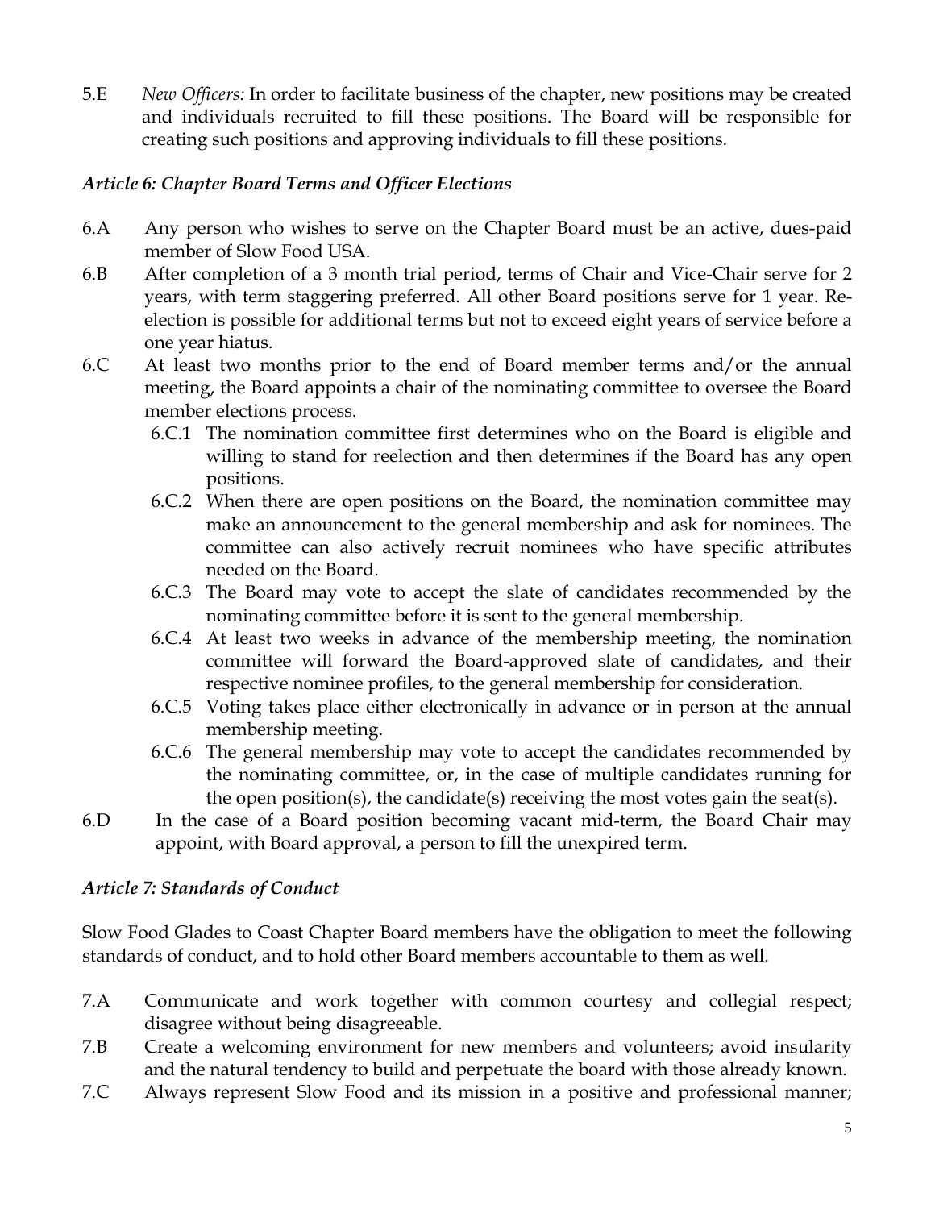5.E *New Officers:* In order to facilitate business of the chapter, new positions may be created and individuals recruited to fill these positions. The Board will be responsible for creating such positions and approving individuals to fill these positions.

### *Article 6: Chapter Board Terms and Officer Elections*

6.A Any person who wishes to serve on the Chapter Board must be an active, dues-paid member of Slow Food USA.

6.B After completion of a 3 month trial period, terms of Chair and Vice-Chair serve for 2 years, with term staggering preferred. All other Board positions serve for 1 year. Re-election is possible for additional terms but not to exceed eight years of service before a one year hiatus.

6.C At least two months prior to the end of Board member terms and/or the annual meeting, the Board appoints a chair of the nominating committee to oversee the Board member elections process.

- 6.C.1 The nomination committee first determines who on the Board is eligible and willing to stand for reelection and then determines if the Board has any open positions.
- 6.C.2 When there are open positions on the Board, the nomination committee may make an announcement to the general membership and ask for nominees. The committee can also actively recruit nominees who have specific attributes needed on the Board.
- 6.C.3 The Board may vote to accept the slate of candidates recommended by the nominating committee before it is sent to the general membership.
- 6.C.4 At least two weeks in advance of the membership meeting, the nomination committee will forward the Board-approved slate of candidates, and their respective nominee profiles, to the general membership for consideration.
- 6.C.5 Voting takes place either electronically in advance or in person at the annual membership meeting.
- 6.C.6 The general membership may vote to accept the candidates recommended by the nominating committee, or, in the case of multiple candidates running for the open position(s), the candidate(s) receiving the most votes gain the seat(s).

6.D In the case of a Board position becoming vacant mid-term, the Board Chair may appoint, with Board approval, a person to fill the unexpired term.

### *Article 7: Standards of Conduct*

Slow Food Glades to Coast Chapter Board members have the obligation to meet the following standards of conduct, and to hold other Board members accountable to them as well.

7.A Communicate and work together with common courtesy and collegial respect; disagree without being disagreeable.

7.B Create a welcoming environment for new members and volunteers; avoid insularity and the natural tendency to build and perpetuate the board with those already known.

7.C Always represent Slow Food and its mission in a positive and professional manner;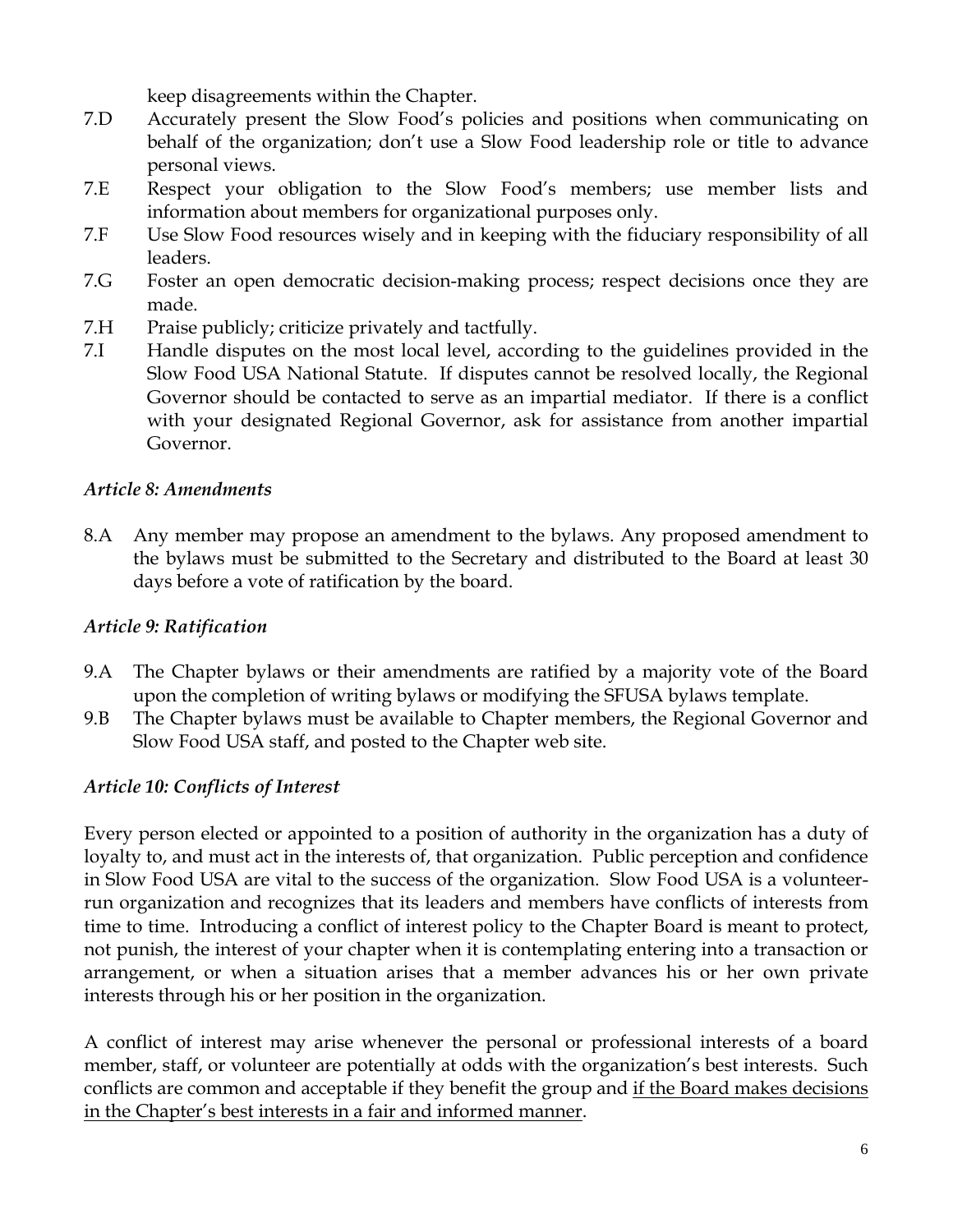keep disagreements within the Chapter.

7.D Accurately present the Slow Food's policies and positions when communicating on behalf of the organization; don't use a Slow Food leadership role or title to advance personal views.

7.E Respect your obligation to the Slow Food's members; use member lists and information about members for organizational purposes only.

7.F Use Slow Food resources wisely and in keeping with the fiduciary responsibility of all leaders.

7.G Foster an open democratic decision-making process; respect decisions once they are made.

7.H Praise publicly; criticize privately and tactfully.

7.I Handle disputes on the most local level, according to the guidelines provided in the Slow Food USA National Statute. If disputes cannot be resolved locally, the Regional Governor should be contacted to serve as an impartial mediator. If there is a conflict with your designated Regional Governor, ask for assistance from another impartial Governor.

### *Article 8: Amendments*

8.A Any member may propose an amendment to the bylaws. Any proposed amendment to the bylaws must be submitted to the Secretary and distributed to the Board at least 30 days before a vote of ratification by the board.

### *Article 9: Ratification*

9.A The Chapter bylaws or their amendments are ratified by a majority vote of the Board upon the completion of writing bylaws or modifying the SFUSA bylaws template.

9.B The Chapter bylaws must be available to Chapter members, the Regional Governor and Slow Food USA staff, and posted to the Chapter web site.

### *Article 10: Conflicts of Interest*

Every person elected or appointed to a position of authority in the organization has a duty of loyalty to, and must act in the interests of, that organization. Public perception and confidence in Slow Food USA are vital to the success of the organization. Slow Food USA is a volunteer-run organization and recognizes that its leaders and members have conflicts of interests from time to time. Introducing a conflict of interest policy to the Chapter Board is meant to protect, not punish, the interest of your chapter when it is contemplating entering into a transaction or arrangement, or when a situation arises that a member advances his or her own private interests through his or her position in the organization.

A conflict of interest may arise whenever the personal or professional interests of a board member, staff, or volunteer are potentially at odds with the organization's best interests. Such conflicts are common and acceptable if they benefit the group and <u>if the Board makes decisions in the Chapter's best interests in a fair and informed manner</u>.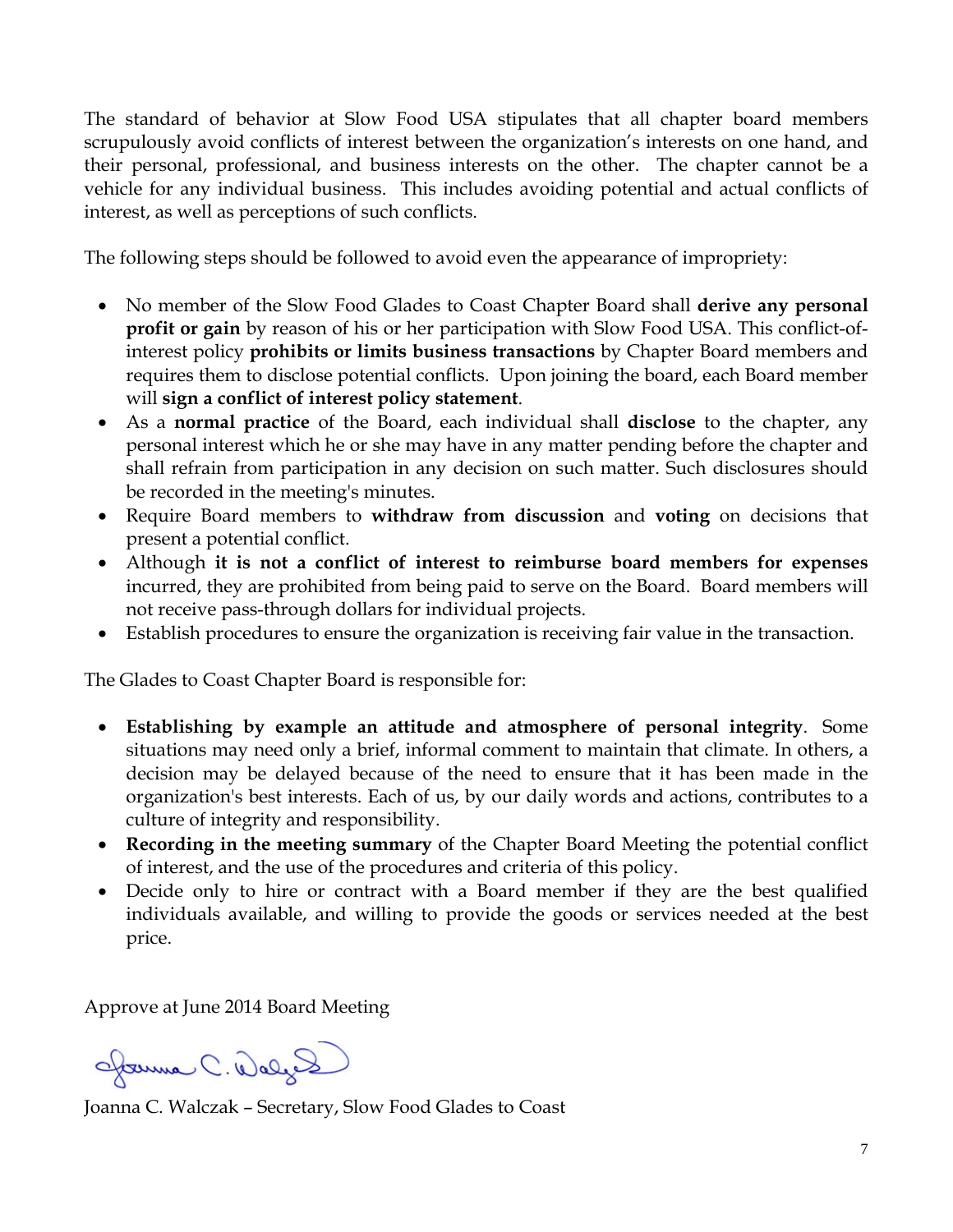The standard of behavior at Slow Food USA stipulates that all chapter board members scrupulously avoid conflicts of interest between the organization's interests on one hand, and their personal, professional, and business interests on the other. The chapter cannot be a vehicle for any individual business. This includes avoiding potential and actual conflicts of interest, as well as perceptions of such conflicts.

The following steps should be followed to avoid even the appearance of impropriety:

- No member of the Slow Food Glades to Coast Chapter Board shall **derive any personal profit or gain** by reason of his or her participation with Slow Food USA. This conflict-of-interest policy **prohibits or limits business transactions** by Chapter Board members and requires them to disclose potential conflicts. Upon joining the board, each Board member will **sign a conflict of interest policy statement**.
- As a **normal practice** of the Board, each individual shall **disclose** to the chapter, any personal interest which he or she may have in any matter pending before the chapter and shall refrain from participation in any decision on such matter. Such disclosures should be recorded in the meeting's minutes.
- Require Board members to **withdraw from discussion** and **voting** on decisions that present a potential conflict.
- Although **it is not a conflict of interest to reimburse board members for expenses** incurred, they are prohibited from being paid to serve on the Board. Board members will not receive pass-through dollars for individual projects.
- Establish procedures to ensure the organization is receiving fair value in the transaction.

The Glades to Coast Chapter Board is responsible for:

- **Establishing by example an attitude and atmosphere of personal integrity**. Some situations may need only a brief, informal comment to maintain that climate. In others, a decision may be delayed because of the need to ensure that it has been made in the organization's best interests. Each of us, by our daily words and actions, contributes to a culture of integrity and responsibility.
- **Recording in the meeting summary** of the Chapter Board Meeting the potential conflict of interest, and the use of the procedures and criteria of this policy.
- Decide only to hire or contract with a Board member if they are the best qualified individuals available, and willing to provide the goods or services needed at the best price.

Approve at June 2014 Board Meeting

Joanna C. Walczak – Secretary, Slow Food Glades to Coast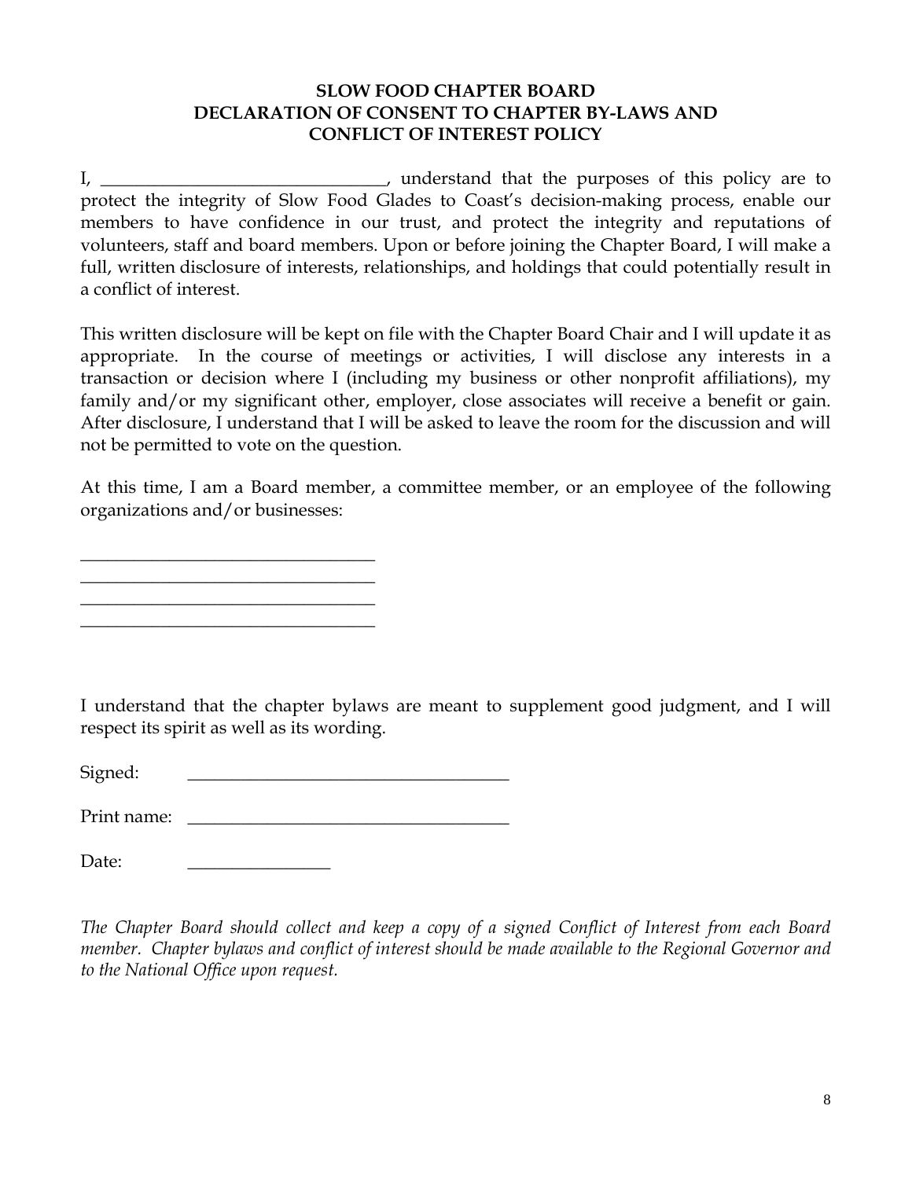**SLOW FOOD CHAPTER BOARD**
**DECLARATION OF CONSENT TO CHAPTER BY-LAWS AND**
**CONFLICT OF INTEREST POLICY**

I, ________________________________, understand that the purposes of this policy are to protect the integrity of Slow Food Glades to Coast's decision-making process, enable our members to have confidence in our trust, and protect the integrity and reputations of volunteers, staff and board members. Upon or before joining the Chapter Board, I will make a full, written disclosure of interests, relationships, and holdings that could potentially result in a conflict of interest.

This written disclosure will be kept on file with the Chapter Board Chair and I will update it as appropriate. In the course of meetings or activities, I will disclose any interests in a transaction or decision where I (including my business or other nonprofit affiliations), my family and/or my significant other, employer, close associates will receive a benefit or gain. After disclosure, I understand that I will be asked to leave the room for the discussion and will not be permitted to vote on the question.

At this time, I am a Board member, a committee member, or an employee of the following organizations and/or businesses:

__________________________________
__________________________________
__________________________________
__________________________________

I understand that the chapter bylaws are meant to supplement good judgment, and I will respect its spirit as well as its wording.

Signed: ____________________________________

Print name: ____________________________________

Date: ________________

*The Chapter Board should collect and keep a copy of a signed Conflict of Interest from each Board member. Chapter bylaws and conflict of interest should be made available to the Regional Governor and to the National Office upon request.*